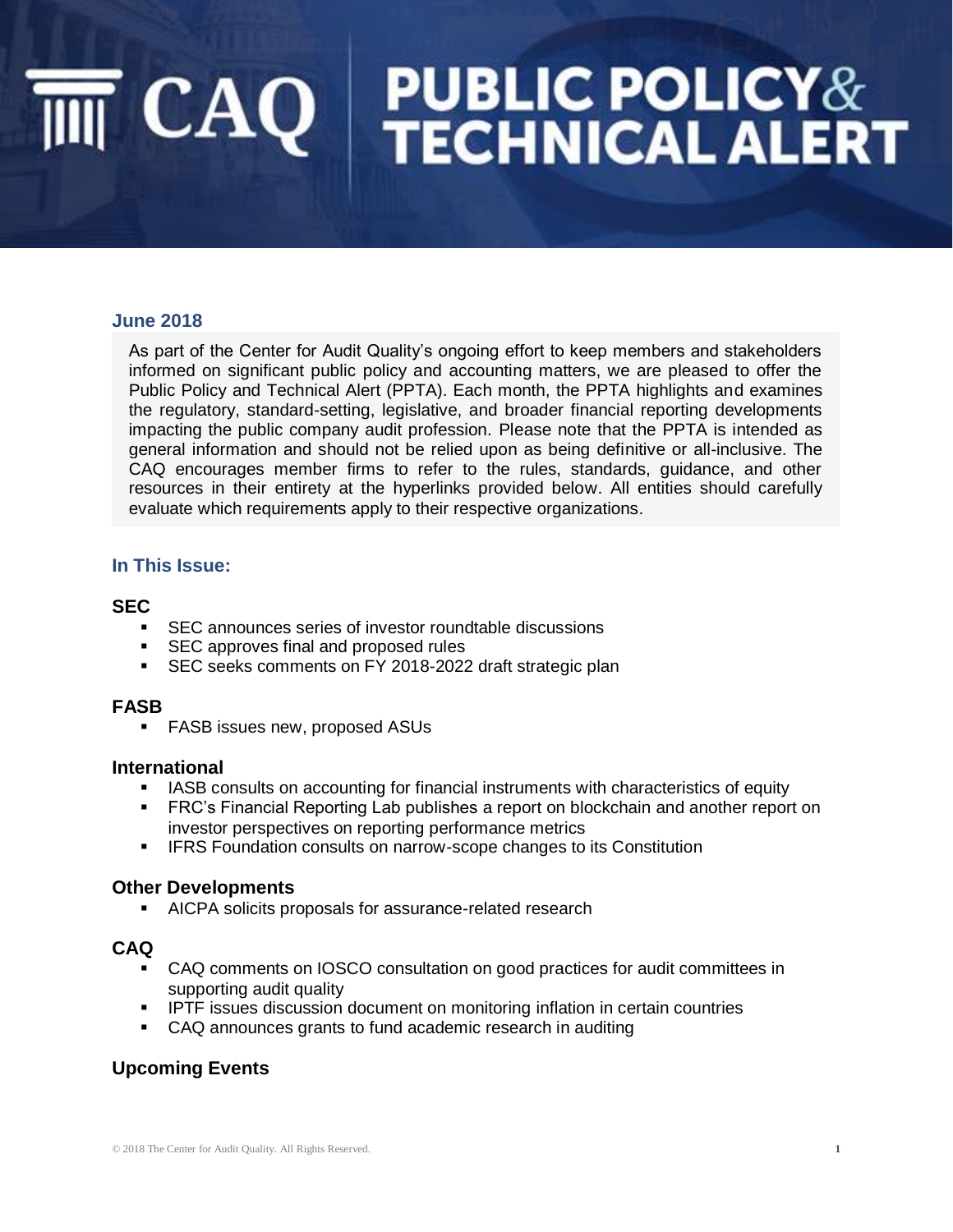# CAQ PUBLIC POLICY & TECHNICAL ALERT

## June 2018

As part of the Center for Audit Quality's ongoing effort to keep members and stakeholders informed on significant public policy and accounting matters, we are pleased to offer the Public Policy and Technical Alert (PPTA). Each month, the PPTA highlights and examines the regulatory, standard-setting, legislative, and broader financial reporting developments impacting the public company audit profession. Please note that the PPTA is intended as general information and should not be relied upon as being definitive or all-inclusive. The CAQ encourages member firms to refer to the rules, standards, guidance, and other resources in their entirety at the hyperlinks provided below. All entities should carefully evaluate which requirements apply to their respective organizations.

## In This Issue:

### SEC

- SEC announces series of investor roundtable discussions
- SEC approves final and proposed rules
- SEC seeks comments on FY 2018-2022 draft strategic plan

### FASB

- FASB issues new, proposed ASUs

### International

- IASB consults on accounting for financial instruments with characteristics of equity
- FRC's Financial Reporting Lab publishes a report on blockchain and another report on investor perspectives on reporting performance metrics
- IFRS Foundation consults on narrow-scope changes to its Constitution

### Other Developments

- AICPA solicits proposals for assurance-related research

### CAQ

- CAQ comments on IOSCO consultation on good practices for audit committees in supporting audit quality
- IPTF issues discussion document on monitoring inflation in certain countries
- CAQ announces grants to fund academic research in auditing

### Upcoming Events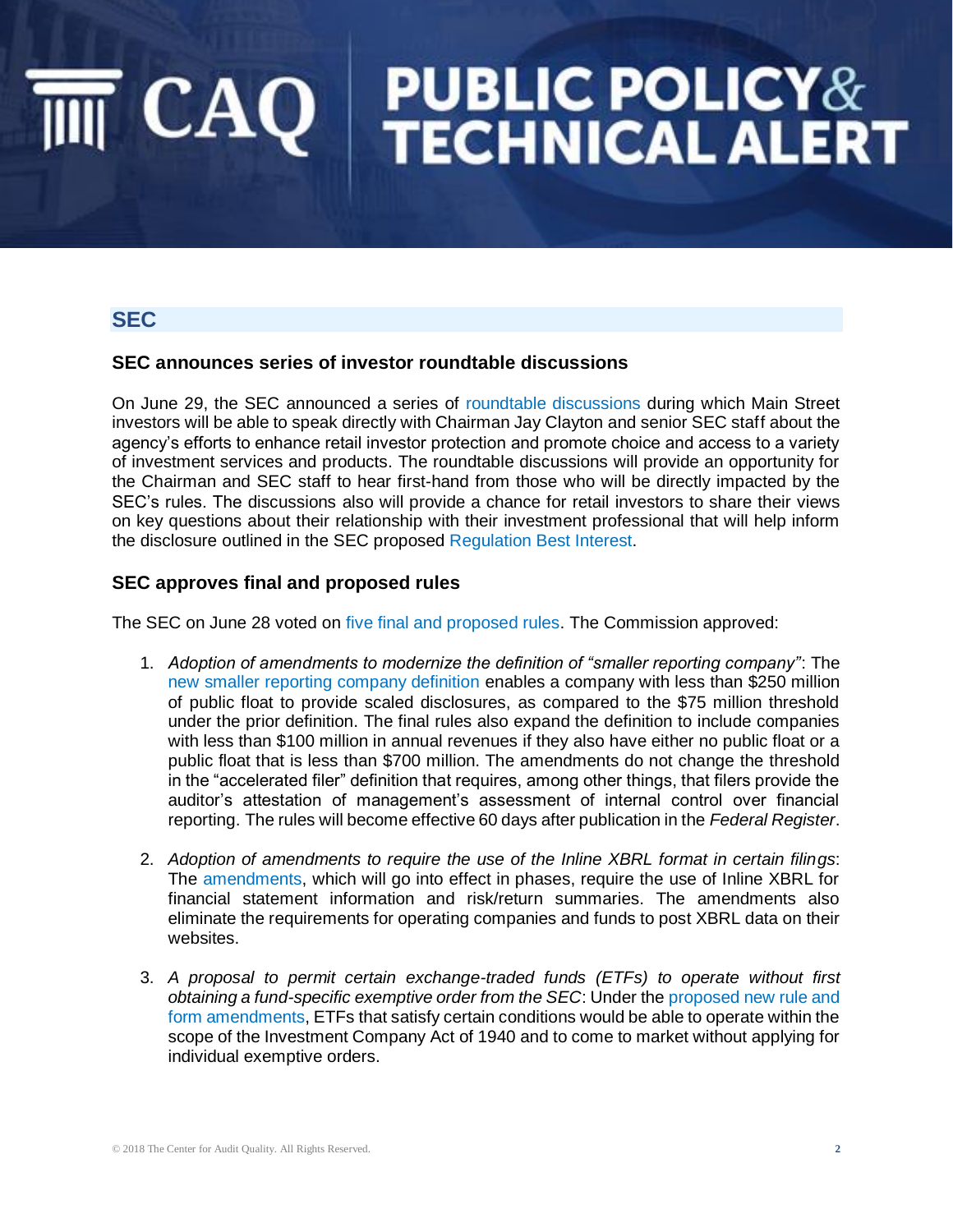# CAQ PUBLIC POLICY & TECHNICAL ALERT

## SEC

### SEC announces series of investor roundtable discussions

On June 29, the SEC announced a series of roundtable discussions during which Main Street investors will be able to speak directly with Chairman Jay Clayton and senior SEC staff about the agency's efforts to enhance retail investor protection and promote choice and access to a variety of investment services and products. The roundtable discussions will provide an opportunity for the Chairman and SEC staff to hear first-hand from those who will be directly impacted by the SEC's rules. The discussions also will provide a chance for retail investors to share their views on key questions about their relationship with their investment professional that will help inform the disclosure outlined in the SEC proposed Regulation Best Interest.

### SEC approves final and proposed rules

The SEC on June 28 voted on five final and proposed rules. The Commission approved:

1. *Adoption of amendments to modernize the definition of "smaller reporting company"*: The new smaller reporting company definition enables a company with less than $250 million of public float to provide scaled disclosures, as compared to the $75 million threshold under the prior definition. The final rules also expand the definition to include companies with less than $100 million in annual revenues if they also have either no public float or a public float that is less than $700 million. The amendments do not change the threshold in the "accelerated filer" definition that requires, among other things, that filers provide the auditor's attestation of management's assessment of internal control over financial reporting. The rules will become effective 60 days after publication in the *Federal Register*.

2. *Adoption of amendments to require the use of the Inline XBRL format in certain filings*: The amendments, which will go into effect in phases, require the use of Inline XBRL for financial statement information and risk/return summaries. The amendments also eliminate the requirements for operating companies and funds to post XBRL data on their websites.

3. *A proposal to permit certain exchange-traded funds (ETFs) to operate without first obtaining a fund-specific exemptive order from the SEC*: Under the proposed new rule and form amendments, ETFs that satisfy certain conditions would be able to operate within the scope of the Investment Company Act of 1940 and to come to market without applying for individual exemptive orders.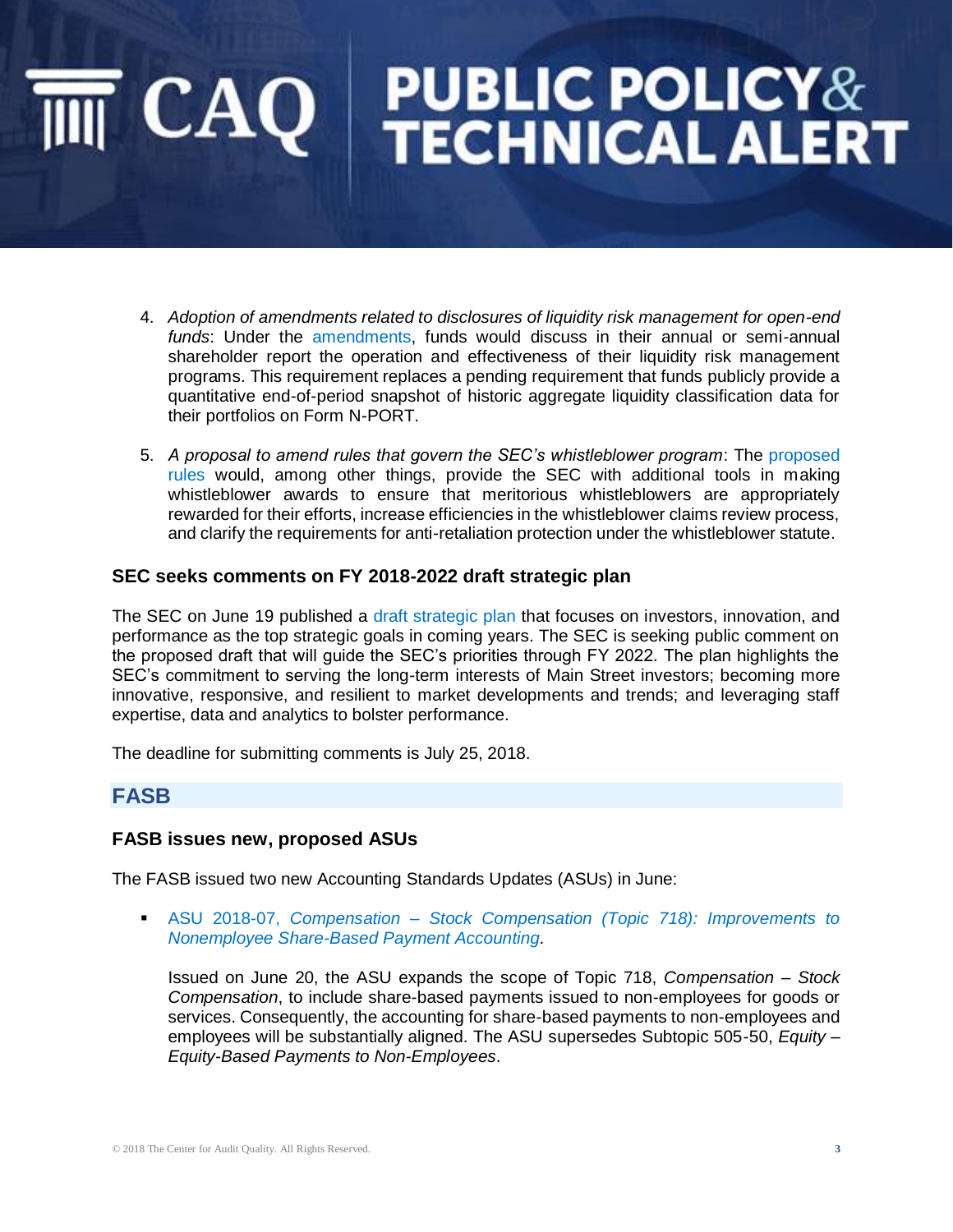4. *Adoption of amendments related to disclosures of liquidity risk management for open-end funds*: Under the amendments, funds would discuss in their annual or semi-annual shareholder report the operation and effectiveness of their liquidity risk management programs. This requirement replaces a pending requirement that funds publicly provide a quantitative end-of-period snapshot of historic aggregate liquidity classification data for their portfolios on Form N-PORT.

5. *A proposal to amend rules that govern the SEC's whistleblower program*: The proposed rules would, among other things, provide the SEC with additional tools in making whistleblower awards to ensure that meritorious whistleblowers are appropriately rewarded for their efforts, increase efficiencies in the whistleblower claims review process, and clarify the requirements for anti-retaliation protection under the whistleblower statute.

### SEC seeks comments on FY 2018-2022 draft strategic plan

The SEC on June 19 published a draft strategic plan that focuses on investors, innovation, and performance as the top strategic goals in coming years. The SEC is seeking public comment on the proposed draft that will guide the SEC's priorities through FY 2022. The plan highlights the SEC's commitment to serving the long-term interests of Main Street investors; becoming more innovative, responsive, and resilient to market developments and trends; and leveraging staff expertise, data and analytics to bolster performance.

The deadline for submitting comments is July 25, 2018.

## FASB

### FASB issues new, proposed ASUs

The FASB issued two new Accounting Standards Updates (ASUs) in June:

- ASU 2018-07, *Compensation – Stock Compensation (Topic 718): Improvements to Nonemployee Share-Based Payment Accounting.*

  Issued on June 20, the ASU expands the scope of Topic 718, *Compensation – Stock Compensation*, to include share-based payments issued to non-employees for goods or services. Consequently, the accounting for share-based payments to non-employees and employees will be substantially aligned. The ASU supersedes Subtopic 505-50, *Equity – Equity-Based Payments to Non-Employees*.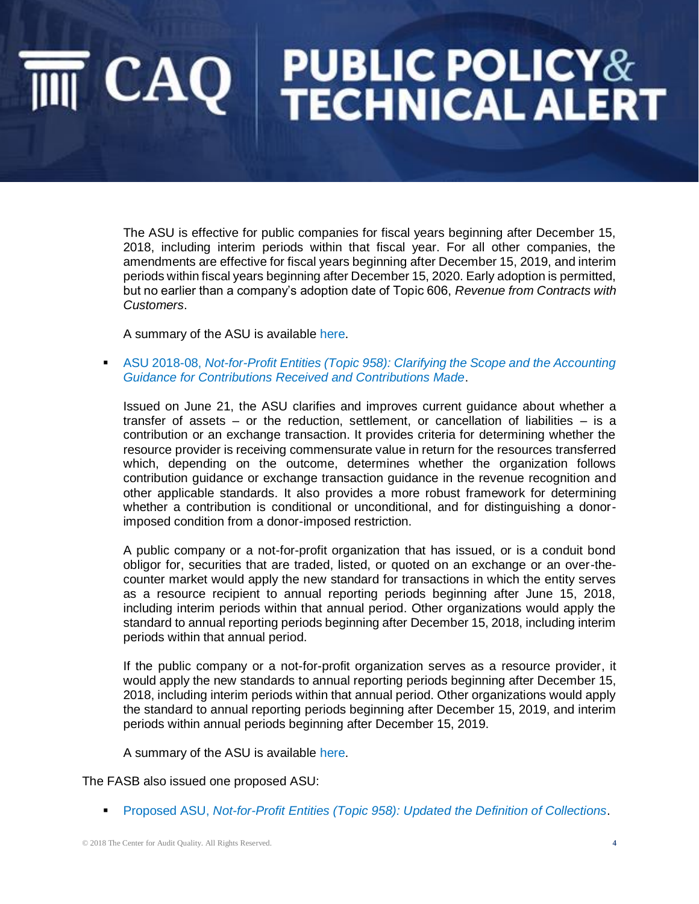The ASU is effective for public companies for fiscal years beginning after December 15, 2018, including interim periods within that fiscal year. For all other companies, the amendments are effective for fiscal years beginning after December 15, 2019, and interim periods within fiscal years beginning after December 15, 2020. Early adoption is permitted, but no earlier than a company's adoption date of Topic 606, *Revenue from Contracts with Customers*.

A summary of the ASU is available here.

- ASU 2018-08, *Not-for-Profit Entities (Topic 958): Clarifying the Scope and the Accounting Guidance for Contributions Received and Contributions Made*.

  Issued on June 21, the ASU clarifies and improves current guidance about whether a transfer of assets – or the reduction, settlement, or cancellation of liabilities – is a contribution or an exchange transaction. It provides criteria for determining whether the resource provider is receiving commensurate value in return for the resources transferred which, depending on the outcome, determines whether the organization follows contribution guidance or exchange transaction guidance in the revenue recognition and other applicable standards. It also provides a more robust framework for determining whether a contribution is conditional or unconditional, and for distinguishing a donor-imposed condition from a donor-imposed restriction.

  A public company or a not-for-profit organization that has issued, or is a conduit bond obligor for, securities that are traded, listed, or quoted on an exchange or an over-the-counter market would apply the new standard for transactions in which the entity serves as a resource recipient to annual reporting periods beginning after June 15, 2018, including interim periods within that annual period. Other organizations would apply the standard to annual reporting periods beginning after December 15, 2018, including interim periods within that annual period.

  If the public company or a not-for-profit organization serves as a resource provider, it would apply the new standards to annual reporting periods beginning after December 15, 2018, including interim periods within that annual period. Other organizations would apply the standard to annual reporting periods beginning after December 15, 2019, and interim periods within annual periods beginning after December 15, 2019.

  A summary of the ASU is available here.

The FASB also issued one proposed ASU:

- Proposed ASU, *Not-for-Profit Entities (Topic 958): Updated the Definition of Collections*.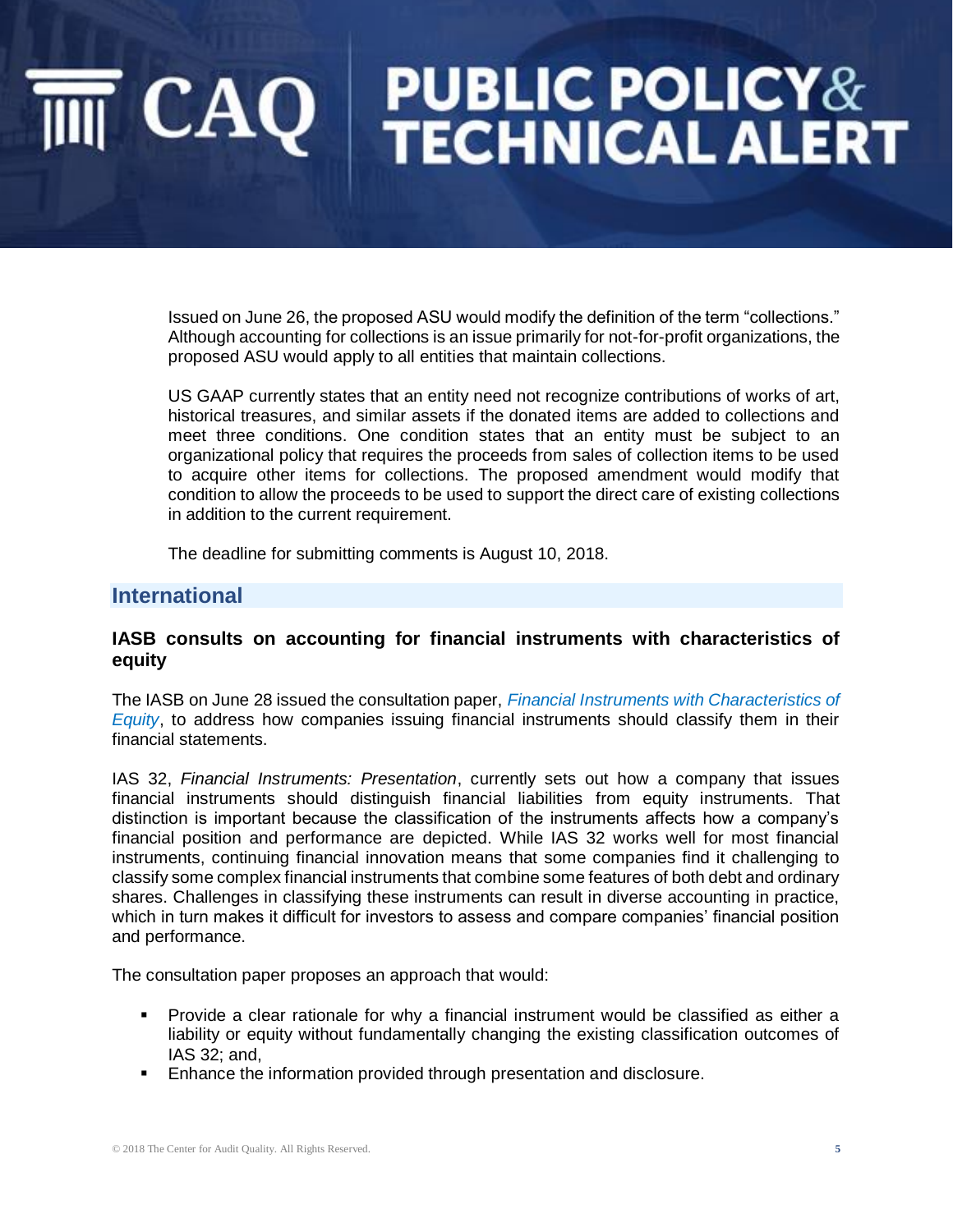Issued on June 26, the proposed ASU would modify the definition of the term "collections." Although accounting for collections is an issue primarily for not-for-profit organizations, the proposed ASU would apply to all entities that maintain collections.

US GAAP currently states that an entity need not recognize contributions of works of art, historical treasures, and similar assets if the donated items are added to collections and meet three conditions. One condition states that an entity must be subject to an organizational policy that requires the proceeds from sales of collection items to be used to acquire other items for collections. The proposed amendment would modify that condition to allow the proceeds to be used to support the direct care of existing collections in addition to the current requirement.

The deadline for submitting comments is August 10, 2018.

## International

### IASB consults on accounting for financial instruments with characteristics of equity

The IASB on June 28 issued the consultation paper, *Financial Instruments with Characteristics of Equity*, to address how companies issuing financial instruments should classify them in their financial statements.

IAS 32, *Financial Instruments: Presentation*, currently sets out how a company that issues financial instruments should distinguish financial liabilities from equity instruments. That distinction is important because the classification of the instruments affects how a company's financial position and performance are depicted. While IAS 32 works well for most financial instruments, continuing financial innovation means that some companies find it challenging to classify some complex financial instruments that combine some features of both debt and ordinary shares. Challenges in classifying these instruments can result in diverse accounting in practice, which in turn makes it difficult for investors to assess and compare companies' financial position and performance.

The consultation paper proposes an approach that would:

- Provide a clear rationale for why a financial instrument would be classified as either a liability or equity without fundamentally changing the existing classification outcomes of IAS 32; and,
- Enhance the information provided through presentation and disclosure.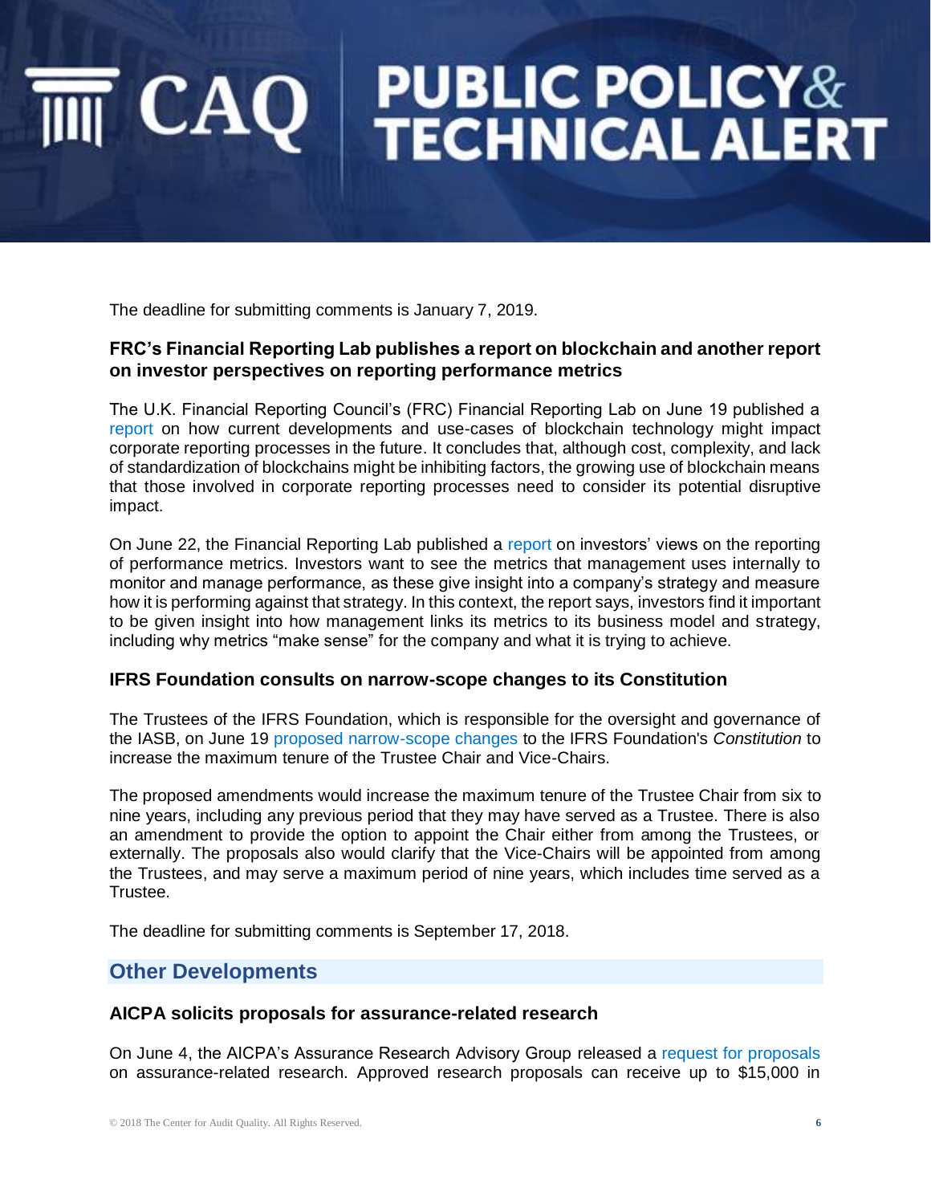The deadline for submitting comments is January 7, 2019.

### FRC's Financial Reporting Lab publishes a report on blockchain and another report on investor perspectives on reporting performance metrics

The U.K. Financial Reporting Council's (FRC) Financial Reporting Lab on June 19 published a report on how current developments and use-cases of blockchain technology might impact corporate reporting processes in the future. It concludes that, although cost, complexity, and lack of standardization of blockchains might be inhibiting factors, the growing use of blockchain means that those involved in corporate reporting processes need to consider its potential disruptive impact.

On June 22, the Financial Reporting Lab published a report on investors' views on the reporting of performance metrics. Investors want to see the metrics that management uses internally to monitor and manage performance, as these give insight into a company's strategy and measure how it is performing against that strategy. In this context, the report says, investors find it important to be given insight into how management links its metrics to its business model and strategy, including why metrics "make sense" for the company and what it is trying to achieve.

### IFRS Foundation consults on narrow-scope changes to its Constitution

The Trustees of the IFRS Foundation, which is responsible for the oversight and governance of the IASB, on June 19 proposed narrow-scope changes to the IFRS Foundation's *Constitution* to increase the maximum tenure of the Trustee Chair and Vice-Chairs.

The proposed amendments would increase the maximum tenure of the Trustee Chair from six to nine years, including any previous period that they may have served as a Trustee. There is also an amendment to provide the option to appoint the Chair either from among the Trustees, or externally. The proposals also would clarify that the Vice-Chairs will be appointed from among the Trustees, and may serve a maximum period of nine years, which includes time served as a Trustee.

The deadline for submitting comments is September 17, 2018.

## Other Developments

### AICPA solicits proposals for assurance-related research

On June 4, the AICPA's Assurance Research Advisory Group released a request for proposals on assurance-related research. Approved research proposals can receive up to $15,000 in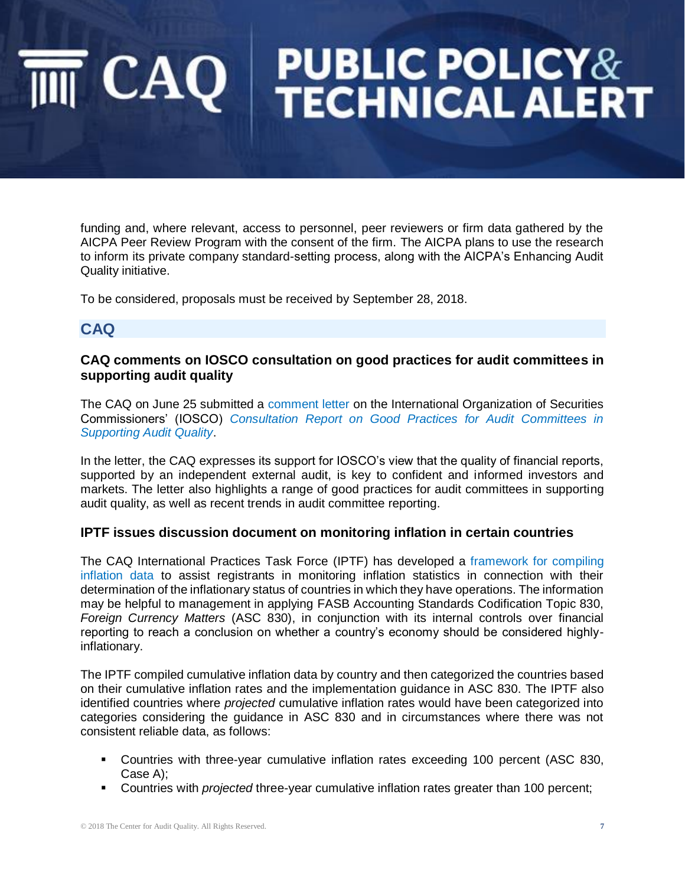funding and, where relevant, access to personnel, peer reviewers or firm data gathered by the AICPA Peer Review Program with the consent of the firm. The AICPA plans to use the research to inform its private company standard-setting process, along with the AICPA's Enhancing Audit Quality initiative.

To be considered, proposals must be received by September 28, 2018.

## CAQ

### CAQ comments on IOSCO consultation on good practices for audit committees in supporting audit quality

The CAQ on June 25 submitted a comment letter on the International Organization of Securities Commissioners' (IOSCO) *Consultation Report on Good Practices for Audit Committees in Supporting Audit Quality*.

In the letter, the CAQ expresses its support for IOSCO's view that the quality of financial reports, supported by an independent external audit, is key to confident and informed investors and markets. The letter also highlights a range of good practices for audit committees in supporting audit quality, as well as recent trends in audit committee reporting.

### IPTF issues discussion document on monitoring inflation in certain countries

The CAQ International Practices Task Force (IPTF) has developed a framework for compiling inflation data to assist registrants in monitoring inflation statistics in connection with their determination of the inflationary status of countries in which they have operations. The information may be helpful to management in applying FASB Accounting Standards Codification Topic 830, *Foreign Currency Matters* (ASC 830), in conjunction with its internal controls over financial reporting to reach a conclusion on whether a country's economy should be considered highly-inflationary.

The IPTF compiled cumulative inflation data by country and then categorized the countries based on their cumulative inflation rates and the implementation guidance in ASC 830. The IPTF also identified countries where *projected* cumulative inflation rates would have been categorized into categories considering the guidance in ASC 830 and in circumstances where there was not consistent reliable data, as follows:

- Countries with three-year cumulative inflation rates exceeding 100 percent (ASC 830, Case A);
- Countries with *projected* three-year cumulative inflation rates greater than 100 percent;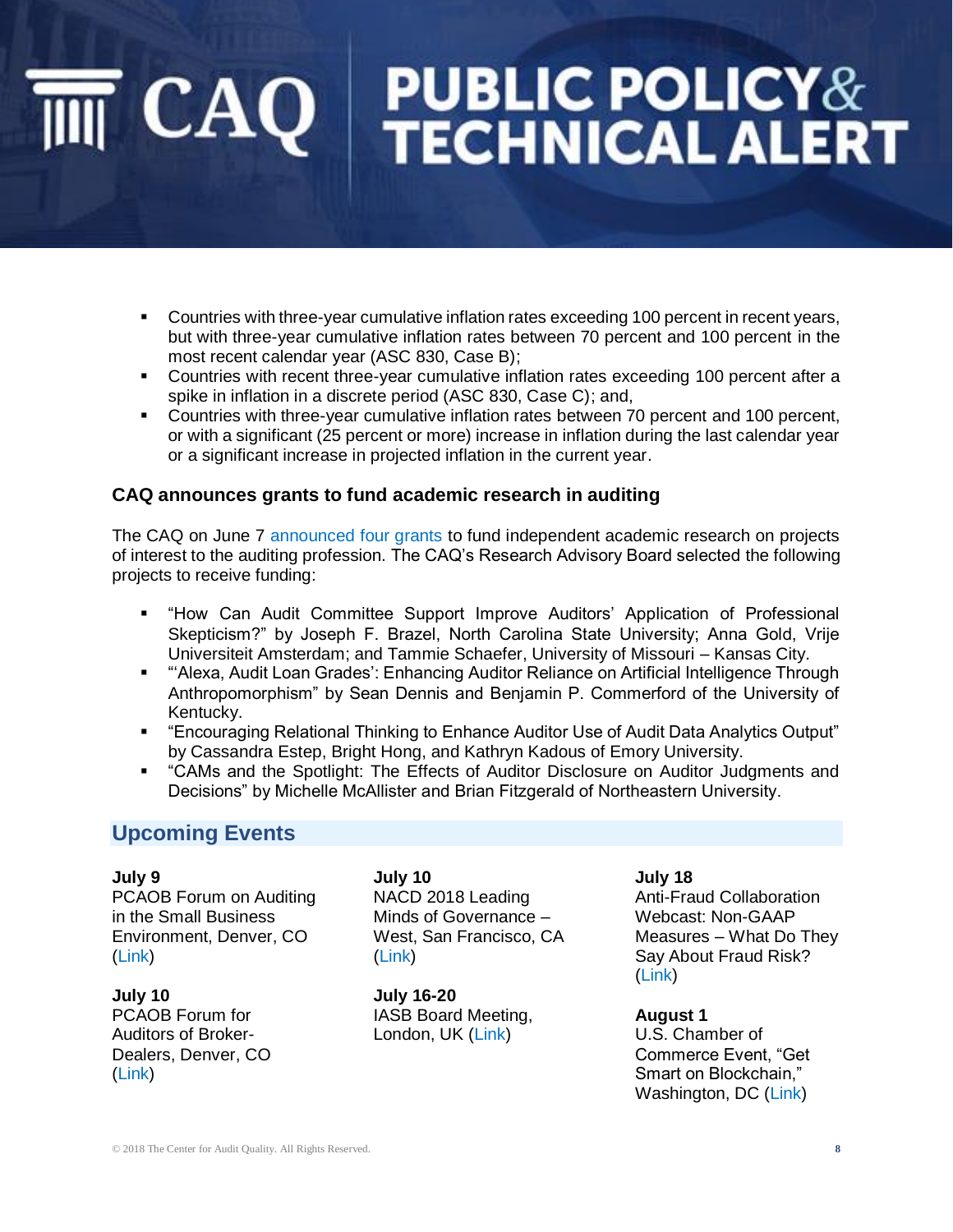- Countries with three-year cumulative inflation rates exceeding 100 percent in recent years, but with three-year cumulative inflation rates between 70 percent and 100 percent in the most recent calendar year (ASC 830, Case B);
- Countries with recent three-year cumulative inflation rates exceeding 100 percent after a spike in inflation in a discrete period (ASC 830, Case C); and,
- Countries with three-year cumulative inflation rates between 70 percent and 100 percent, or with a significant (25 percent or more) increase in inflation during the last calendar year or a significant increase in projected inflation in the current year.

### CAQ announces grants to fund academic research in auditing

The CAQ on June 7 announced four grants to fund independent academic research on projects of interest to the auditing profession. The CAQ's Research Advisory Board selected the following projects to receive funding:

- "How Can Audit Committee Support Improve Auditors' Application of Professional Skepticism?" by Joseph F. Brazel, North Carolina State University; Anna Gold, Vrije Universiteit Amsterdam; and Tammie Schaefer, University of Missouri – Kansas City.
- "'Alexa, Audit Loan Grades': Enhancing Auditor Reliance on Artificial Intelligence Through Anthropomorphism" by Sean Dennis and Benjamin P. Commerford of the University of Kentucky.
- "Encouraging Relational Thinking to Enhance Auditor Use of Audit Data Analytics Output" by Cassandra Estep, Bright Hong, and Kathryn Kadous of Emory University.
- "CAMs and the Spotlight: The Effects of Auditor Disclosure on Auditor Judgments and Decisions" by Michelle McAllister and Brian Fitzgerald of Northeastern University.

## Upcoming Events

**July 9**
PCAOB Forum on Auditing in the Small Business Environment, Denver, CO (Link)

**July 10**
PCAOB Forum for Auditors of Broker-Dealers, Denver, CO (Link)

**July 10**
NACD 2018 Leading Minds of Governance – West, San Francisco, CA (Link)

**July 16-20**
IASB Board Meeting, London, UK (Link)

**July 18**
Anti-Fraud Collaboration Webcast: Non-GAAP Measures – What Do They Say About Fraud Risk? (Link)

**August 1**
U.S. Chamber of Commerce Event, "Get Smart on Blockchain," Washington, DC (Link)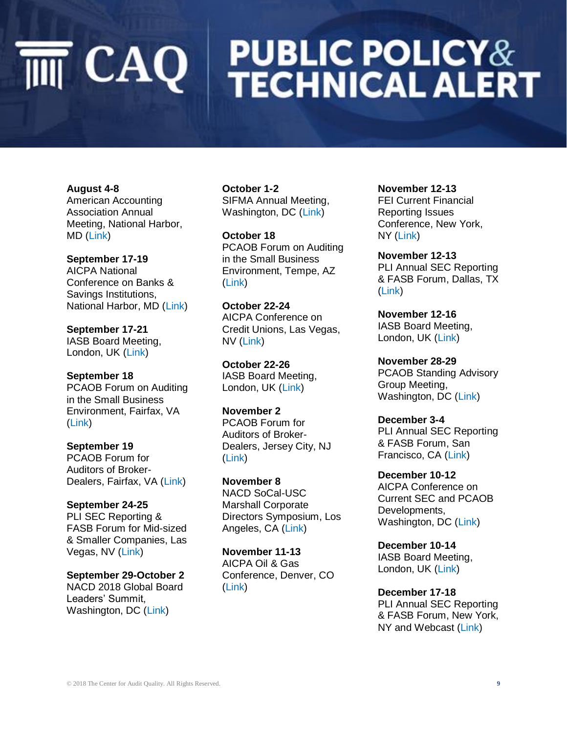**August 4-8**
American Accounting Association Annual Meeting, National Harbor, MD (Link)

**September 17-19**
AICPA National Conference on Banks & Savings Institutions, National Harbor, MD (Link)

**September 17-21**
IASB Board Meeting, London, UK (Link)

**September 18**
PCAOB Forum on Auditing in the Small Business Environment, Fairfax, VA (Link)

**September 19**
PCAOB Forum for Auditors of Broker-Dealers, Fairfax, VA (Link)

**September 24-25**
PLI SEC Reporting & FASB Forum for Mid-sized & Smaller Companies, Las Vegas, NV (Link)

**September 29-October 2**
NACD 2018 Global Board Leaders' Summit, Washington, DC (Link)

**October 1-2**
SIFMA Annual Meeting, Washington, DC (Link)

**October 18**
PCAOB Forum on Auditing in the Small Business Environment, Tempe, AZ (Link)

**October 22-24**
AICPA Conference on Credit Unions, Las Vegas, NV (Link)

**October 22-26**
IASB Board Meeting, London, UK (Link)

**November 2**
PCAOB Forum for Auditors of Broker-Dealers, Jersey City, NJ (Link)

**November 8**
NACD SoCal-USC Marshall Corporate Directors Symposium, Los Angeles, CA (Link)

**November 11-13**
AICPA Oil & Gas Conference, Denver, CO (Link)

**November 12-13**
FEI Current Financial Reporting Issues Conference, New York, NY (Link)

**November 12-13**
PLI Annual SEC Reporting & FASB Forum, Dallas, TX (Link)

**November 12-16**
IASB Board Meeting, London, UK (Link)

**November 28-29**
PCAOB Standing Advisory Group Meeting, Washington, DC (Link)

**December 3-4**
PLI Annual SEC Reporting & FASB Forum, San Francisco, CA (Link)

**December 10-12**
AICPA Conference on Current SEC and PCAOB Developments, Washington, DC (Link)

**December 10-14**
IASB Board Meeting, London, UK (Link)

**December 17-18**
PLI Annual SEC Reporting & FASB Forum, New York, NY and Webcast (Link)

© 2018 The Center for Audit Quality. All Rights Reserved.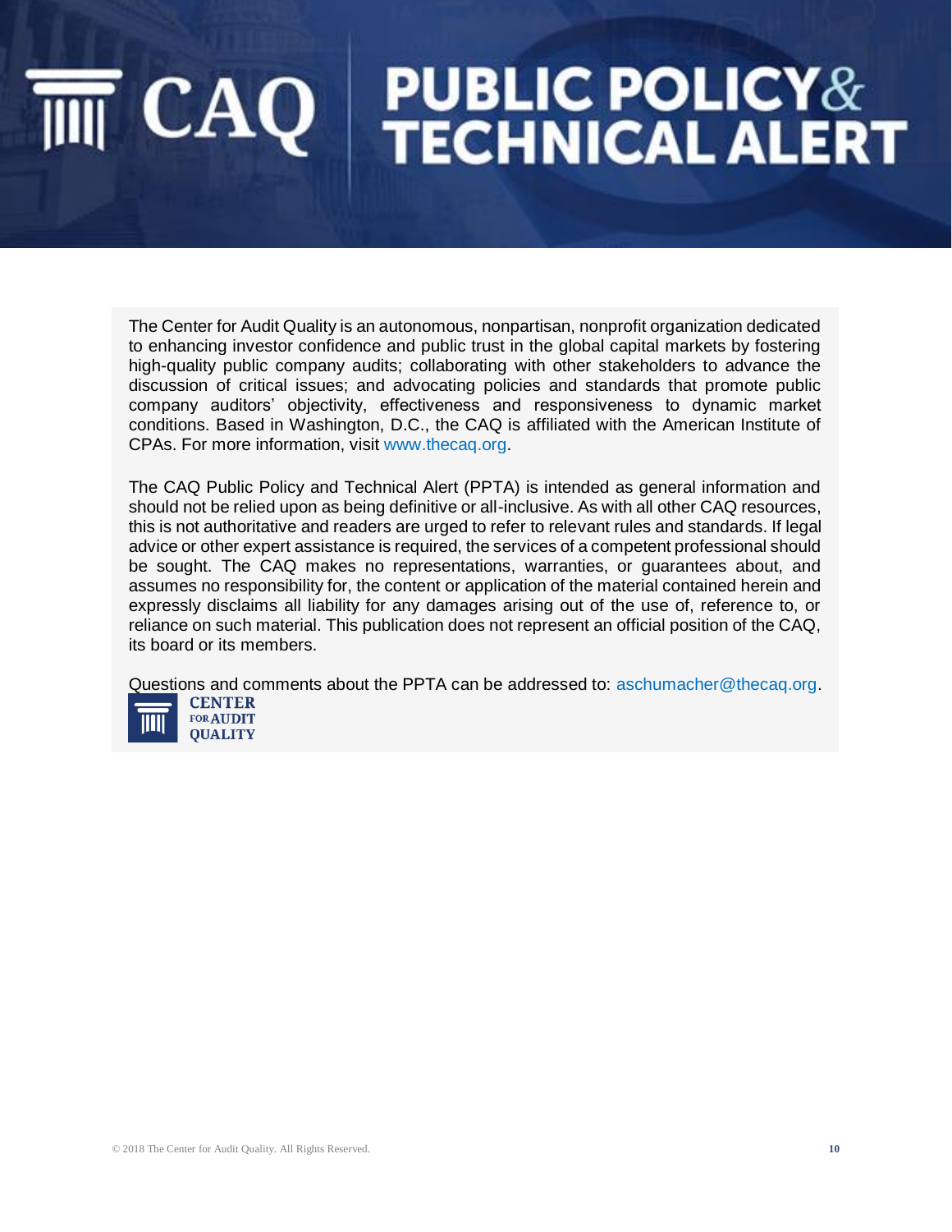# CAQ PUBLIC POLICY & TECHNICAL ALERT

The Center for Audit Quality is an autonomous, nonpartisan, nonprofit organization dedicated to enhancing investor confidence and public trust in the global capital markets by fostering high-quality public company audits; collaborating with other stakeholders to advance the discussion of critical issues; and advocating policies and standards that promote public company auditors' objectivity, effectiveness and responsiveness to dynamic market conditions. Based in Washington, D.C., the CAQ is affiliated with the American Institute of CPAs. For more information, visit www.thecaq.org.

The CAQ Public Policy and Technical Alert (PPTA) is intended as general information and should not be relied upon as being definitive or all-inclusive. As with all other CAQ resources, this is not authoritative and readers are urged to refer to relevant rules and standards. If legal advice or other expert assistance is required, the services of a competent professional should be sought. The CAQ makes no representations, warranties, or guarantees about, and assumes no responsibility for, the content or application of the material contained herein and expressly disclaims all liability for any damages arising out of the use of, reference to, or reliance on such material. This publication does not represent an official position of the CAQ, its board or its members.

Questions and comments about the PPTA can be addressed to: aschumacher@thecaq.org.

CENTER FOR AUDIT QUALITY

© 2018 The Center for Audit Quality. All Rights Reserved.